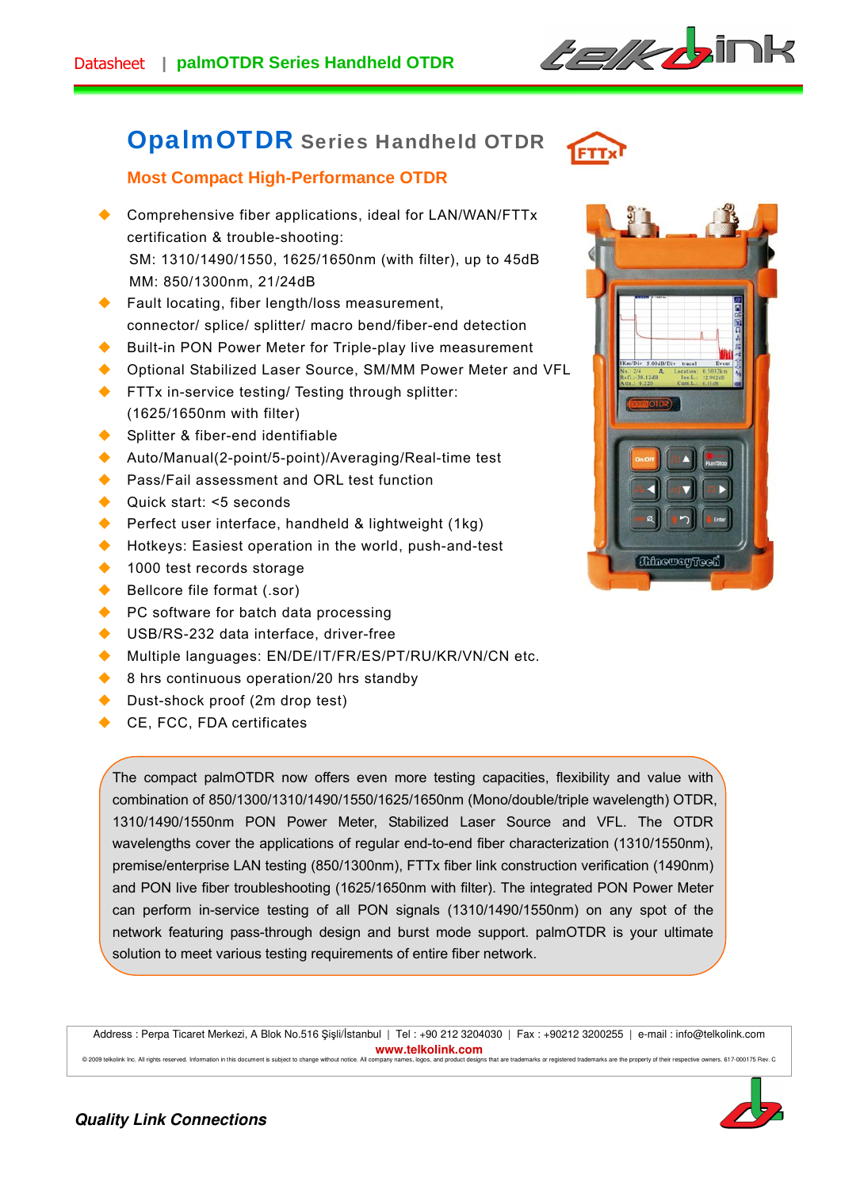# OpalmOTDR Series Handheld OTDR

## Most Compact High-Performance OTDR

- Comprehensive fiber applications, ideal for LAN/WAN/FTTx certification & trouble-shooting:
  SM: 1310/1490/1550, 1625/1650nm (with filter), up to 45dB
  MM: 850/1300nm, 21/24dB
- Fault locating, fiber length/loss measurement, connector/ splice/ splitter/ macro bend/fiber-end detection
- Built-in PON Power Meter for Triple-play live measurement
- Optional Stabilized Laser Source, SM/MM Power Meter and VFL
- FTTx in-service testing/ Testing through splitter: (1625/1650nm with filter)
- Splitter & fiber-end identifiable
- Auto/Manual(2-point/5-point)/Averaging/Real-time test
- Pass/Fail assessment and ORL test function
- Quick start: <5 seconds
- Perfect user interface, handheld & lightweight (1kg)
- Hotkeys: Easiest operation in the world, push-and-test
- 1000 test records storage
- Bellcore file format (.sor)
- PC software for batch data processing
- USB/RS-232 data interface, driver-free
- Multiple languages: EN/DE/IT/FR/ES/PT/RU/KR/VN/CN etc.
- 8 hrs continuous operation/20 hrs standby
- Dust-shock proof (2m drop test)
- CE, FCC, FDA certificates

The compact palmOTDR now offers even more testing capacities, flexibility and value with combination of 850/1300/1310/1490/1550/1625/1650nm (Mono/double/triple wavelength) OTDR, 1310/1490/1550nm PON Power Meter, Stabilized Laser Source and VFL. The OTDR wavelengths cover the applications of regular end-to-end fiber characterization (1310/1550nm), premise/enterprise LAN testing (850/1300nm), FTTx fiber link construction verification (1490nm) and PON live fiber troubleshooting (1625/1650nm with filter). The integrated PON Power Meter can perform in-service testing of all PON signals (1310/1490/1550nm) on any spot of the network featuring pass-through design and burst mode support. palmOTDR is your ultimate solution to meet various testing requirements of entire fiber network.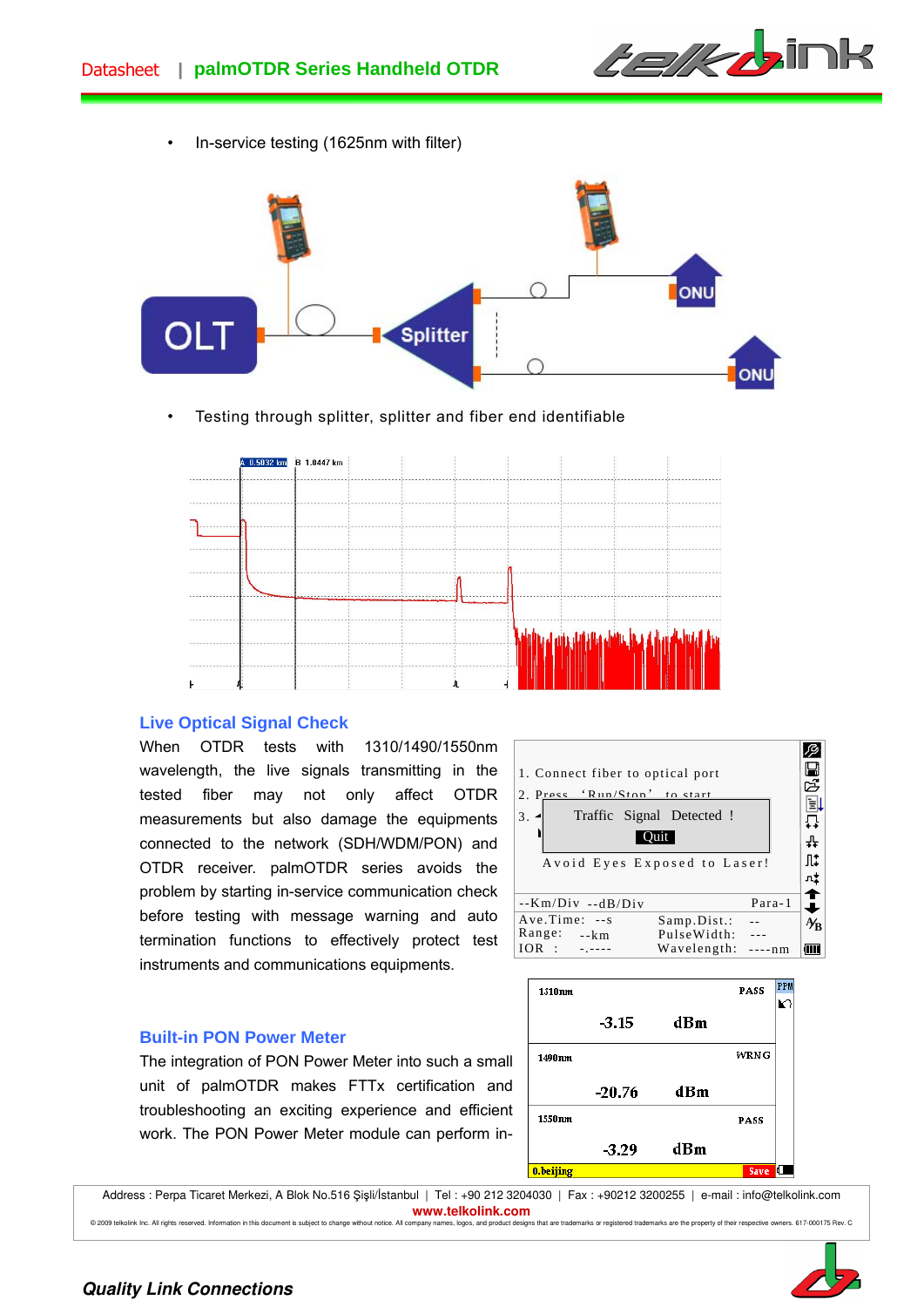- In-service testing (1625nm with filter)

- Testing through splitter, splitter and fiber end identifiable

## Live Optical Signal Check

When OTDR tests with 1310/1490/1550nm wavelength, the live signals transmitting in the tested fiber may not only affect OTDR measurements but also damage the equipments connected to the network (SDH/WDM/PON) and OTDR receiver. palmOTDR series avoids the problem by starting in-service communication check before testing with message warning and auto termination functions to effectively protect test instruments and communications equipments.

## Built-in PON Power Meter

The integration of PON Power Meter into such a small unit of palmOTDR makes FTTx certification and troubleshooting an exciting experience and efficient work. The PON Power Meter module can perform in-

Address : Perpa Ticaret Merkezi, A Blok No.516 Şişli/İstanbul | Tel : +90 212 3204030 | Fax : +90212 3200255 | e-mail : info@telkolink.com

**www.telkolink.com**

© 2009 telkolink Inc. All rights reserved. Information in this document is subject to change without notice. All company names, logos, and product designs that are trademarks or registered trademarks are the property of their respective owners. 617-000175 Rev. C

***Quality Link Connections***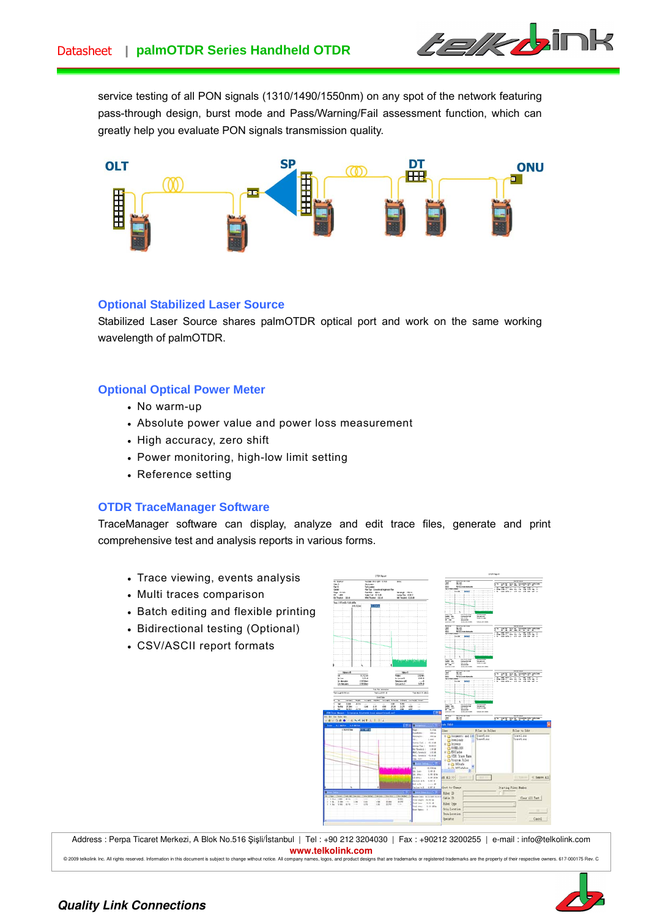service testing of all PON signals (1310/1490/1550nm) on any spot of the network featuring pass-through design, burst mode and Pass/Warning/Fail assessment function, which can greatly help you evaluate PON signals transmission quality.

### Optional Stabilized Laser Source

Stabilized Laser Source shares palmOTDR optical port and work on the same working wavelength of palmOTDR.

### Optional Optical Power Meter

- No warm-up
- Absolute power value and power loss measurement
- High accuracy, zero shift
- Power monitoring, high-low limit setting
- Reference setting

### OTDR TraceManager Software

TraceManager software can display, analyze and edit trace files, generate and print comprehensive test and analysis reports in various forms.

- Trace viewing, events analysis
- Multi traces comparison
- Batch editing and flexible printing
- Bidirectional testing (Optional)
- CSV/ASCII report formats

Address : Perpa Ticaret Merkezi, A Blok No.516 Şişli/İstanbul | Tel : +90 212 3204030 | Fax : +90212 3200255 | e-mail : info@telkolink.com

www.telkolink.com

© 2009 telkolink Inc. All rights reserved. Information in this document is subject to change without notice. All company names, logos, and product designs that are trademarks or registered trademarks are the property of their respective owners. 617-000175 Rev. C

*Quality Link Connections*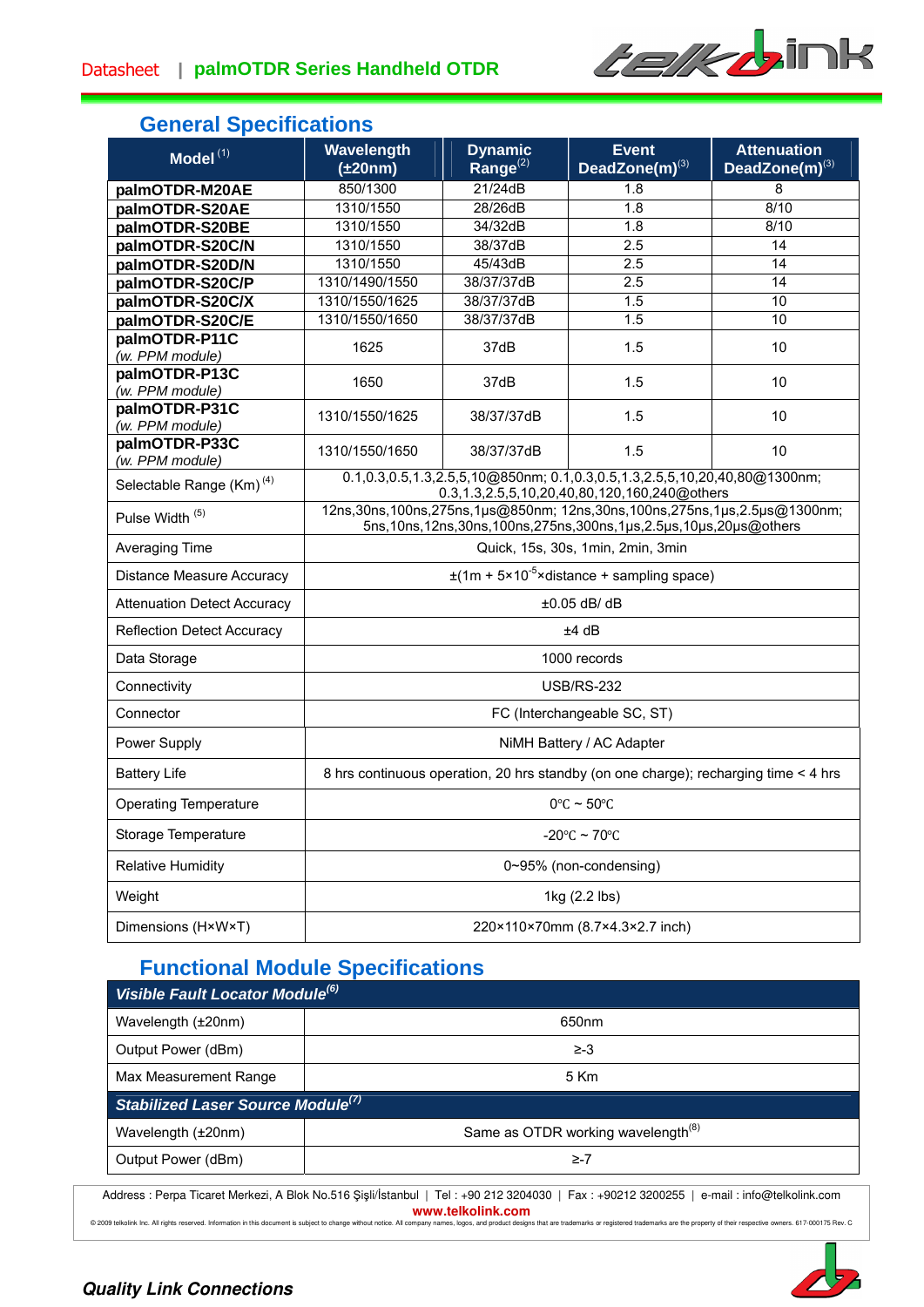## General Specifications

| Model [1] | Wavelength (±20nm) | Dynamic Range [2] | Event DeadZone(m) [3] | Attenuation DeadZone(m) [3] |
|---|---|---|---|---|
| **palmOTDR-M20AE** | 850/1300 | 21/24dB | 1.8 | 8 |
| **palmOTDR-S20AE** | 1310/1550 | 28/26dB | 1.8 | 8/10 |
| **palmOTDR-S20BE** | 1310/1550 | 34/32dB | 1.8 | 8/10 |
| **palmOTDR-S20C/N** | 1310/1550 | 38/37dB | 2.5 | 14 |
| **palmOTDR-S20D/N** | 1310/1550 | 45/43dB | 2.5 | 14 |
| **palmOTDR-S20C/P** | 1310/1490/1550 | 38/37/37dB | 2.5 | 14 |
| **palmOTDR-S20C/X** | 1310/1550/1625 | 38/37/37dB | 1.5 | 10 |
| **palmOTDR-S20C/E** | 1310/1550/1650 | 38/37/37dB | 1.5 | 10 |
| **palmOTDR-P11C** *(w. PPM module)* | 1625 | 37dB | 1.5 | 10 |
| **palmOTDR-P13C** *(w. PPM module)* | 1650 | 37dB | 1.5 | 10 |
| **palmOTDR-P31C** *(w. PPM module)* | 1310/1550/1625 | 38/37/37dB | 1.5 | 10 |
| **palmOTDR-P33C** *(w. PPM module)* | 1310/1550/1650 | 38/37/37dB | 1.5 | 10 |
| Selectable Range (Km) [4] | 0.1,0.3,0.5,1.3,2.5,5,10@850nm; 0.1,0.3,0.5,1.3,2.5,5,10,20,40,80@1300nm; 0.3,1.3,2.5,5,10,20,40,80,120,160,240@others | | | |
| Pulse Width [5] | 12ns,30ns,100ns,275ns,1μs@850nm; 12ns,30ns,100ns,275ns,1μs,2.5μs@1300nm; 5ns,10ns,12ns,30ns,100ns,275ns,300ns,1μs,2.5μs,10μs,20μs@others | | | |
| Averaging Time | Quick, 15s, 30s, 1min, 2min, 3min | | | |
| Distance Measure Accuracy | ±(1m + $5\times10^{-5}$×distance + sampling space) | | | |
| Attenuation Detect Accuracy | ±0.05 dB/ dB | | | |
| Reflection Detect Accuracy | ±4 dB | | | |
| Data Storage | 1000 records | | | |
| Connectivity | USB/RS-232 | | | |
| Connector | FC (Interchangeable SC, ST) | | | |
| Power Supply | NiMH Battery / AC Adapter | | | |
| Battery Life | 8 hrs continuous operation, 20 hrs standby (on one charge); recharging time < 4 hrs | | | |
| Operating Temperature | 0℃ ~ 50℃ | | | |
| Storage Temperature | -20℃ ~ 70℃ | | | |
| Relative Humidity | 0~95% (non-condensing) | | | |
| Weight | 1kg (2.2 lbs) | | | |
| Dimensions (H×W×T) | 220×110×70mm (8.7×4.3×2.7 inch) | | | |

## Functional Module Specifications

| ***Visible Fault Locator Module*** [6] | |
|---|---|
| Wavelength (±20nm) | 650nm |
| Output Power (dBm) | ≥-3 |
| Max Measurement Range | 5 Km |
| ***Stabilized Laser Source Module*** [7] | |
| Wavelength (±20nm) | Same as OTDR working wavelength [8] |
| Output Power (dBm) | ≥-7 |

Address : Perpa Ticaret Merkezi, A Blok No.516 Şişli/İstanbul | Tel : +90 212 3204030 | Fax : +90212 3200255 | e-mail : info@telkolink.com
**www.telkolink.com**

© 2009 telkolink Inc. All rights reserved. Information in this document is subject to change without notice. All company names, logos, and product designs that are trademarks or registered trademarks are the property of their respective owners. 617-000175 Rev. C

***Quality Link Connections***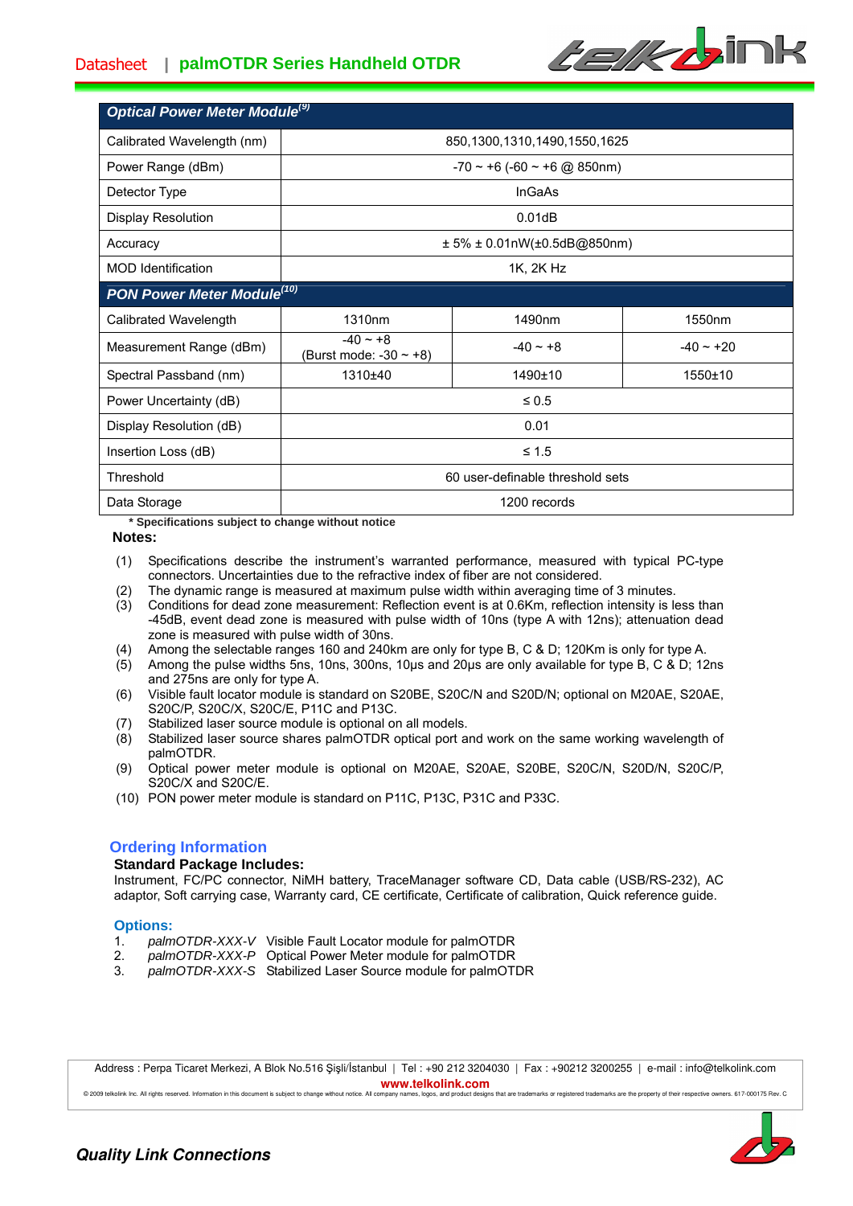| Optical Power Meter Module[9] | | | |
|---|---|---|---|
| Calibrated Wavelength (nm) | 850,1300,1310,1490,1550,1625 | | |
| Power Range (dBm) | -70 ~ +6 (-60 ~ +6 @ 850nm) | | |
| Detector Type | InGaAs | | |
| Display Resolution | 0.01dB | | |
| Accuracy | ± 5% ± 0.01nW(±0.5dB@850nm) | | |
| MOD Identification | 1K, 2K Hz | | |
| **PON Power Meter Module[10]** | | | |
| Calibrated Wavelength | 1310nm | 1490nm | 1550nm |
| Measurement Range (dBm) | -40 ~ +8 (Burst mode: -30 ~ +8) | -40 ~ +8 | -40 ~ +20 |
| Spectral Passband (nm) | 1310±40 | 1490±10 | 1550±10 |
| Power Uncertainty (dB) | ≤ 0.5 | | |
| Display Resolution (dB) | 0.01 | | |
| Insertion Loss (dB) | ≤ 1.5 | | |
| Threshold | 60 user-definable threshold sets | | |
| Data Storage | 1200 records | | |

**\* Specifications subject to change without notice**

**Notes:**

(1) Specifications describe the instrument's warranted performance, measured with typical PC-type connectors. Uncertainties due to the refractive index of fiber are not considered.
(2) The dynamic range is measured at maximum pulse width within averaging time of 3 minutes.
(3) Conditions for dead zone measurement: Reflection event is at 0.6Km, reflection intensity is less than -45dB, event dead zone is measured with pulse width of 10ns (type A with 12ns); attenuation dead zone is measured with pulse width of 30ns.
(4) Among the selectable ranges 160 and 240km are only for type B, C & D; 120Km is only for type A.
(5) Among the pulse widths 5ns, 10ns, 300ns, 10μs and 20μs are only available for type B, C & D; 12ns and 275ns are only for type A.
(6) Visible fault locator module is standard on S20BE, S20C/N and S20D/N; optional on M20AE, S20AE, S20C/P, S20C/X, S20C/E, P11C and P13C.
(7) Stabilized laser source module is optional on all models.
(8) Stabilized laser source shares palmOTDR optical port and work on the same working wavelength of palmOTDR.
(9) Optical power meter module is optional on M20AE, S20AE, S20BE, S20C/N, S20D/N, S20C/P, S20C/X and S20C/E.
(10) PON power meter module is standard on P11C, P13C, P31C and P33C.

## Ordering Information

**Standard Package Includes:**

Instrument, FC/PC connector, NiMH battery, TraceManager software CD, Data cable (USB/RS-232), AC adaptor, Soft carrying case, Warranty card, CE certificate, Certificate of calibration, Quick reference guide.

### Options:

1. *palmOTDR-XXX-V* Visible Fault Locator module for palmOTDR
2. *palmOTDR-XXX-P* Optical Power Meter module for palmOTDR
3. *palmOTDR-XXX-S* Stabilized Laser Source module for palmOTDR

Address : Perpa Ticaret Merkezi, A Blok No.516 Şişli/İstanbul | Tel : +90 212 3204030 | Fax : +90212 3200255 | e-mail : info@telkolink.com

**www.telkolink.com**

© 2009 telkolink Inc. All rights reserved. Information in this document is subject to change without notice. All company names, logos, and product designs that are trademarks or registered trademarks are the property of their respective owners. 617-000175 Rev. C

***Quality Link Connections***